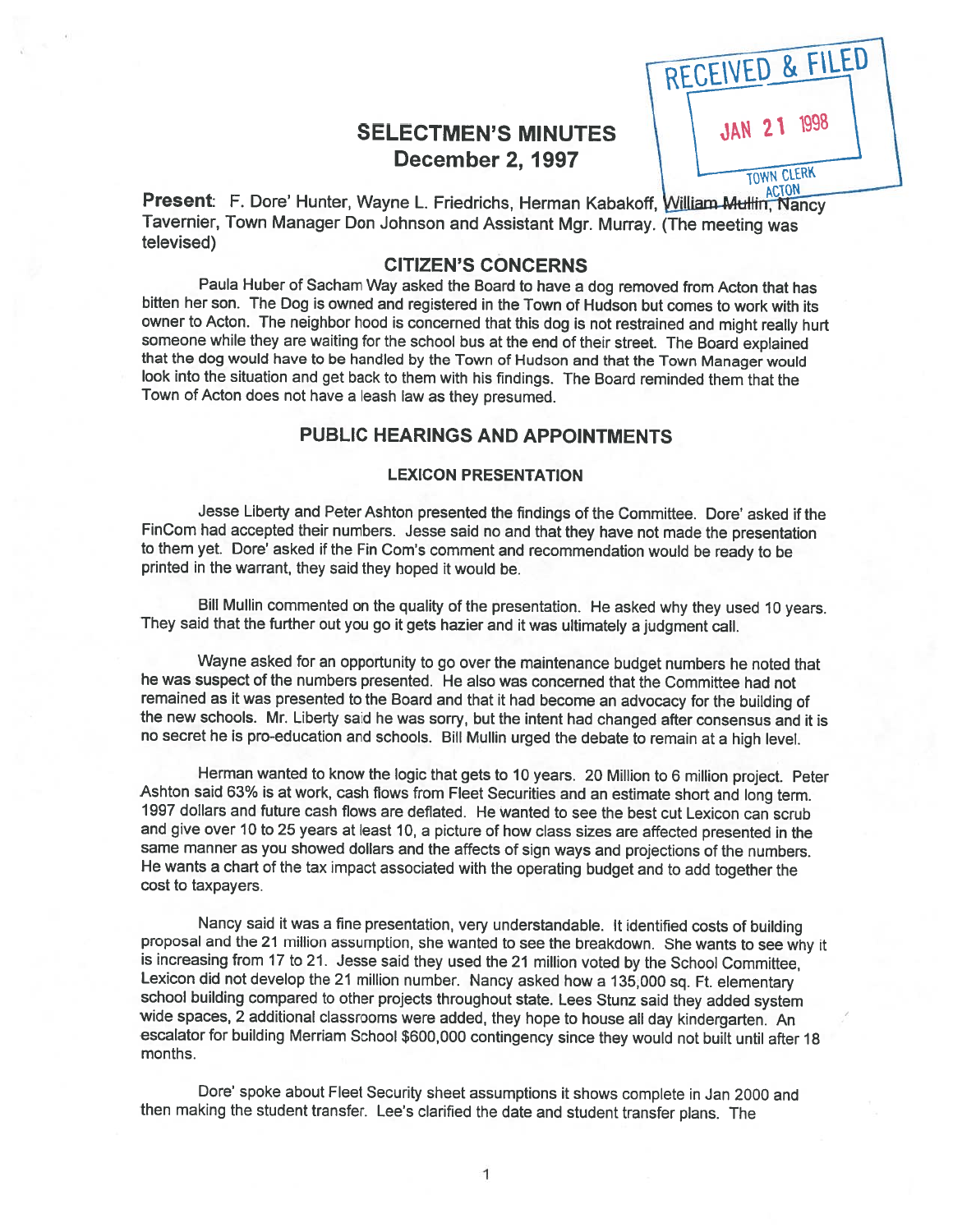# SELECTMEN'S MINUTES
## December 2, 1997

RECEIVED & FILED
JAN 21 1998
TOWN CLERK
ACTON

**Present**: F. Dore' Hunter, Wayne L. Friedrichs, Herman Kabakoff, William Mullin, Nancy Tavernier, Town Manager Don Johnson and Assistant Mgr. Murray. (The meeting was televised)

### CITIZEN'S CONCERNS

Paula Huber of Sacham Way asked the Board to have a dog removed from Acton that has bitten her son. The Dog is owned and registered in the Town of Hudson but comes to work with its owner to Acton. The neighbor hood is concerned that this dog is not restrained and might really hurt someone while they are waiting for the school bus at the end of their street. The Board explained that the dog would have to be handled by the Town of Hudson and that the Town Manager would look into the situation and get back to them with his findings. The Board reminded them that the Town of Acton does not have a leash law as they presumed.

### PUBLIC HEARINGS AND APPOINTMENTS

#### LEXICON PRESENTATION

Jesse Liberty and Peter Ashton presented the findings of the Committee. Dore' asked if the FinCom had accepted their numbers. Jesse said no and that they have not made the presentation to them yet. Dore' asked if the Fin Com's comment and recommendation would be ready to be printed in the warrant, they said they hoped it would be.

Bill Mullin commented on the quality of the presentation. He asked why they used 10 years. They said that the further out you go it gets hazier and it was ultimately a judgment call.

Wayne asked for an opportunity to go over the maintenance budget numbers he noted that he was suspect of the numbers presented. He also was concerned that the Committee had not remained as it was presented to the Board and that it had become an advocacy for the building of the new schools. Mr. Liberty said he was sorry, but the intent had changed after consensus and it is no secret he is pro-education and schools. Bill Mullin urged the debate to remain at a high level.

Herman wanted to know the logic that gets to 10 years. 20 Million to 6 million project. Peter Ashton said 63% is at work, cash flows from Fleet Securities and an estimate short and long term. 1997 dollars and future cash flows are deflated. He wanted to see the best cut Lexicon can scrub and give over 10 to 25 years at least 10, a picture of how class sizes are affected presented in the same manner as you showed dollars and the affects of sign ways and projections of the numbers. He wants a chart of the tax impact associated with the operating budget and to add together the cost to taxpayers.

Nancy said it was a fine presentation, very understandable. It identified costs of building proposal and the 21 million assumption, she wanted to see the breakdown. She wants to see why it is increasing from 17 to 21. Jesse said they used the 21 million voted by the School Committee, Lexicon did not develop the 21 million number. Nancy asked how a 135,000 sq. Ft. elementary school building compared to other projects throughout state. Lees Stunz said they added system wide spaces, 2 additional classrooms were added, they hope to house all day kindergarten. An escalator for building Merriam School $600,000 contingency since they would not built until after 18 months.

Dore' spoke about Fleet Security sheet assumptions it shows complete in Jan 2000 and then making the student transfer. Lee's clarified the date and student transfer plans. The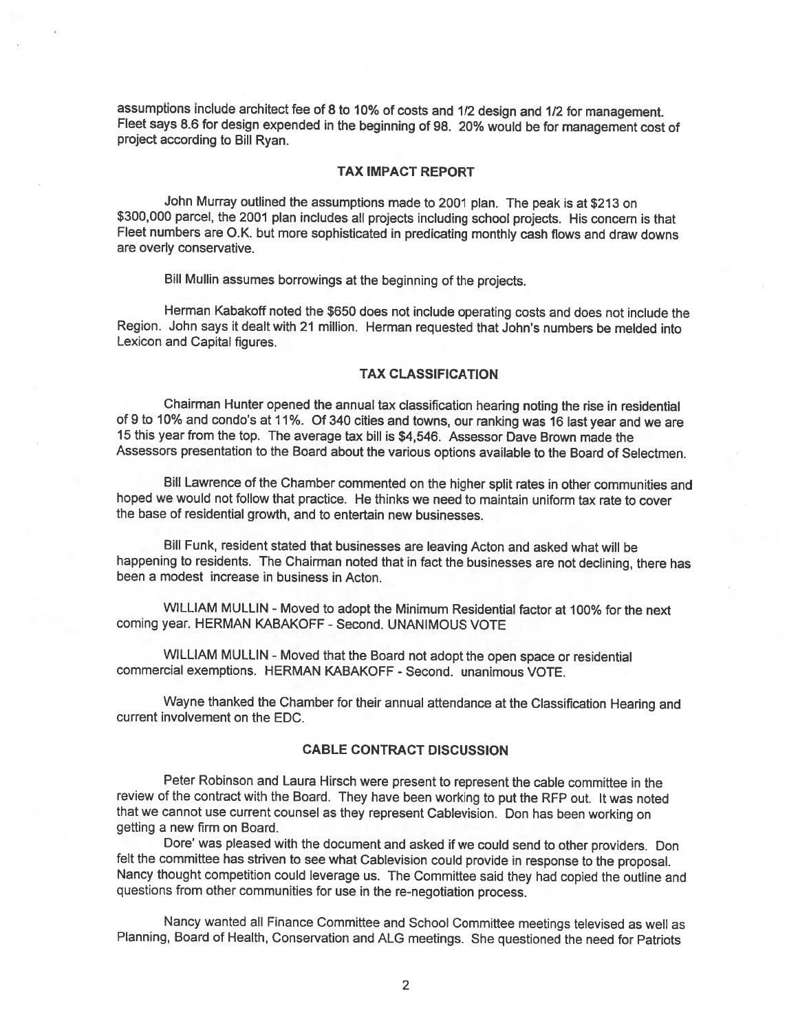assumptions include architect fee of 8 to 10% of costs and 1/2 design and 1/2 for management. Fleet says 8.6 for design expended in the beginning of 98. 20% would be for management cost of project according to Bill Ryan.

### TAX IMPACT REPORT

John Murray outlined the assumptions made to 2001 plan. The peak is at $213 on $300,000 parcel, the 2001 plan includes all projects including school projects. His concern is that Fleet numbers are O.K. but more sophisticated in predicating monthly cash flows and draw downs are overly conservative.

Bill Mullin assumes borrowings at the beginning of the projects.

Herman Kabakoff noted the $650 does not include operating costs and does not include the Region. John says it dealt with 21 million. Herman requested that John's numbers be melded into Lexicon and Capital figures.

### TAX CLASSIFICATION

Chairman Hunter opened the annual tax classification hearing noting the rise in residential of 9 to 10% and condo's at 11%. Of 340 cities and towns, our ranking was 16 last year and we are 15 this year from the top. The average tax bill is $4,546. Assessor Dave Brown made the Assessors presentation to the Board about the various options available to the Board of Selectmen.

Bill Lawrence of the Chamber commented on the higher split rates in other communities and hoped we would not follow that practice. He thinks we need to maintain uniform tax rate to cover the base of residential growth, and to entertain new businesses.

Bill Funk, resident stated that businesses are leaving Acton and asked what will be happening to residents. The Chairman noted that in fact the businesses are not declining, there has been a modest increase in business in Acton.

WILLIAM MULLIN - Moved to adopt the Minimum Residential factor at 100% for the next coming year. HERMAN KABAKOFF - Second. UNANIMOUS VOTE

WILLIAM MULLIN - Moved that the Board not adopt the open space or residential commercial exemptions. HERMAN KABAKOFF - Second. unanimous VOTE.

Wayne thanked the Chamber for their annual attendance at the Classification Hearing and current involvement on the EDC.

### CABLE CONTRACT DISCUSSION

Peter Robinson and Laura Hirsch were present to represent the cable committee in the review of the contract with the Board. They have been working to put the RFP out. It was noted that we cannot use current counsel as they represent Cablevision. Don has been working on getting a new firm on Board.

Dore' was pleased with the document and asked if we could send to other providers. Don felt the committee has striven to see what Cablevision could provide in response to the proposal. Nancy thought competition could leverage us. The Committee said they had copied the outline and questions from other communities for use in the re-negotiation process.

Nancy wanted all Finance Committee and School Committee meetings televised as well as Planning, Board of Health, Conservation and ALG meetings. She questioned the need for Patriots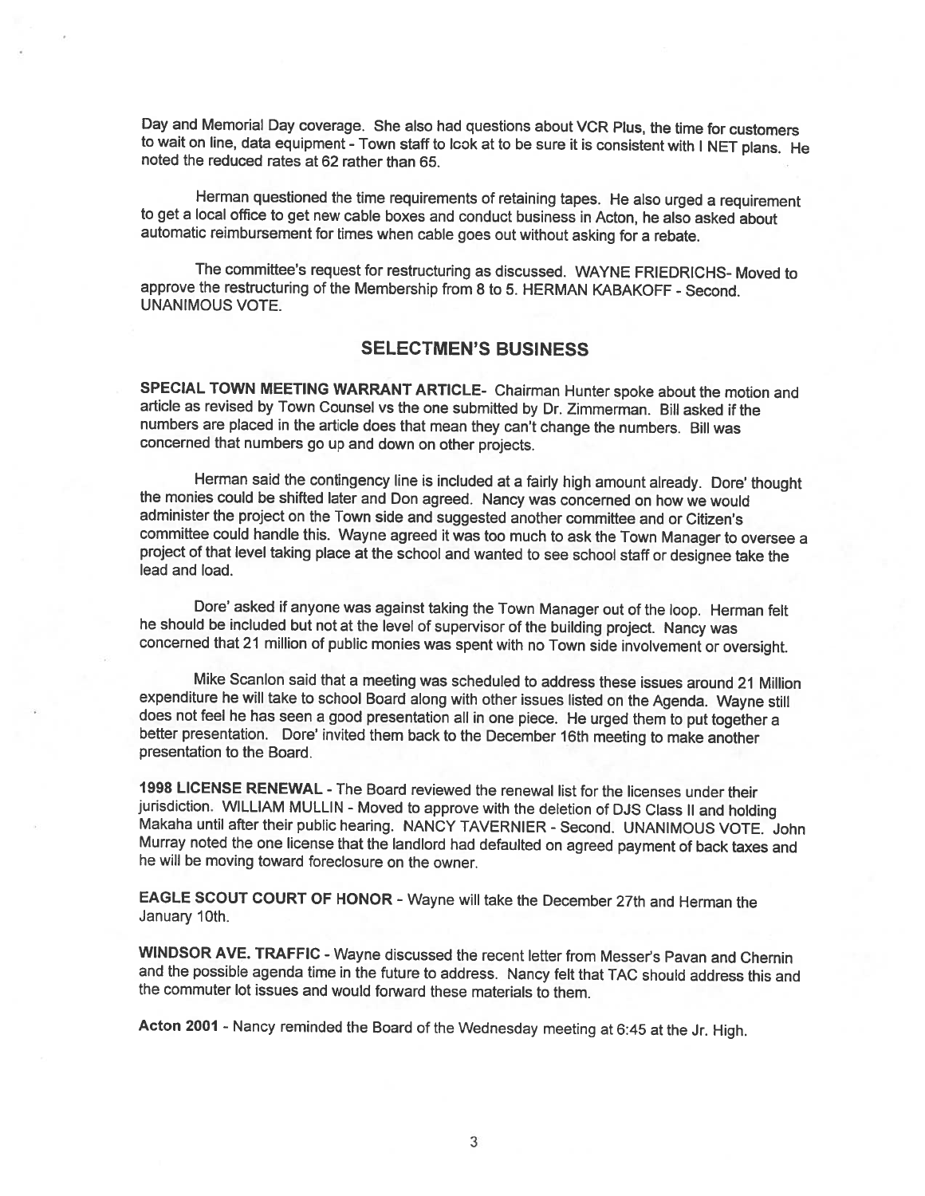Day and Memorial Day coverage. She also had questions about VCR Plus, the time for customers to wait on line, data equipment - Town staff to look at to be sure it is consistent with I NET plans. He noted the reduced rates at 62 rather than 65.

Herman questioned the time requirements of retaining tapes. He also urged a requirement to get a local office to get new cable boxes and conduct business in Acton, he also asked about automatic reimbursement for times when cable goes out without asking for a rebate.

The committee's request for restructuring as discussed. WAYNE FRIEDRICHS- Moved to approve the restructuring of the Membership from 8 to 5. HERMAN KABAKOFF - Second. UNANIMOUS VOTE.

## SELECTMEN'S BUSINESS

**SPECIAL TOWN MEETING WARRANT ARTICLE**- Chairman Hunter spoke about the motion and article as revised by Town Counsel vs the one submitted by Dr. Zimmerman. Bill asked if the numbers are placed in the article does that mean they can't change the numbers. Bill was concerned that numbers go up and down on other projects.

Herman said the contingency line is included at a fairly high amount already. Dore' thought the monies could be shifted later and Don agreed. Nancy was concerned on how we would administer the project on the Town side and suggested another committee and or Citizen's committee could handle this. Wayne agreed it was too much to ask the Town Manager to oversee a project of that level taking place at the school and wanted to see school staff or designee take the lead and load.

Dore' asked if anyone was against taking the Town Manager out of the loop. Herman felt he should be included but not at the level of supervisor of the building project. Nancy was concerned that 21 million of public monies was spent with no Town side involvement or oversight.

Mike Scanlon said that a meeting was scheduled to address these issues around 21 Million expenditure he will take to school Board along with other issues listed on the Agenda. Wayne still does not feel he has seen a good presentation all in one piece. He urged them to put together a better presentation. Dore' invited them back to the December 16th meeting to make another presentation to the Board.

**1998 LICENSE RENEWAL** - The Board reviewed the renewal list for the licenses under their jurisdiction. WILLIAM MULLIN - Moved to approve with the deletion of DJS Class II and holding Makaha until after their public hearing. NANCY TAVERNIER - Second. UNANIMOUS VOTE. John Murray noted the one license that the landlord had defaulted on agreed payment of back taxes and he will be moving toward foreclosure on the owner.

**EAGLE SCOUT COURT OF HONOR** - Wayne will take the December 27th and Herman the January 10th.

**WINDSOR AVE. TRAFFIC** - Wayne discussed the recent letter from Messer's Pavan and Chernin and the possible agenda time in the future to address. Nancy felt that TAC should address this and the commuter lot issues and would forward these materials to them.

**Acton 2001** - Nancy reminded the Board of the Wednesday meeting at 6:45 at the Jr. High.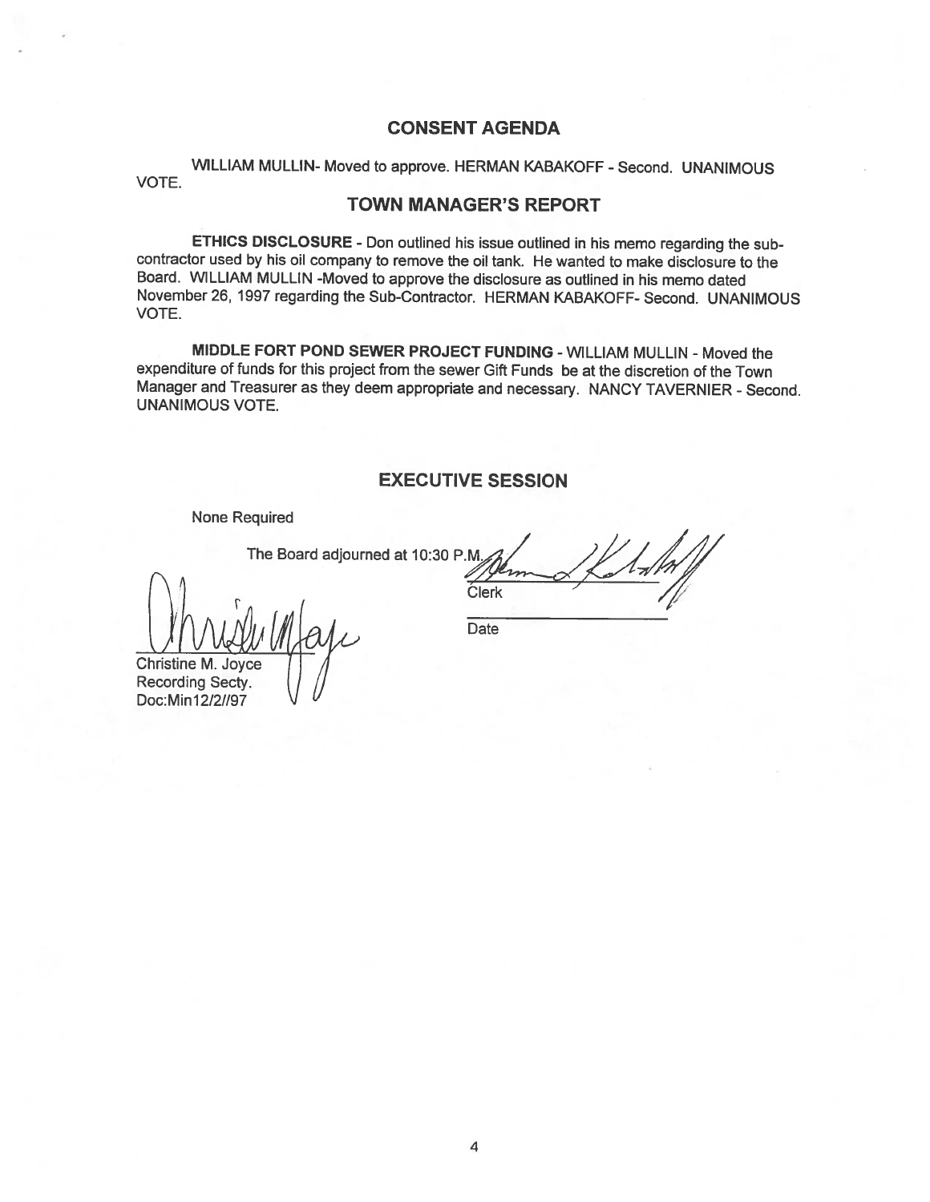## CONSENT AGENDA

WILLIAM MULLIN- Moved to approve. HERMAN KABAKOFF - Second. UNANIMOUS VOTE.

## TOWN MANAGER'S REPORT

**ETHICS DISCLOSURE** - Don outlined his issue outlined in his memo regarding the sub-contractor used by his oil company to remove the oil tank. He wanted to make disclosure to the Board. WILLIAM MULLIN -Moved to approve the disclosure as outlined in his memo dated November 26, 1997 regarding the Sub-Contractor. HERMAN KABAKOFF- Second. UNANIMOUS VOTE.

**MIDDLE FORT POND SEWER PROJECT FUNDING** - WILLIAM MULLIN - Moved the expenditure of funds for this project from the sewer Gift Funds be at the discretion of the Town Manager and Treasurer as they deem appropriate and necessary. NANCY TAVERNIER - Second. UNANIMOUS VOTE.

## EXECUTIVE SESSION

None Required

The Board adjourned at 10:30 P.M.

Clerk

Date

Christine M. Joyce
Recording Secty.
Doc:Min12/2//97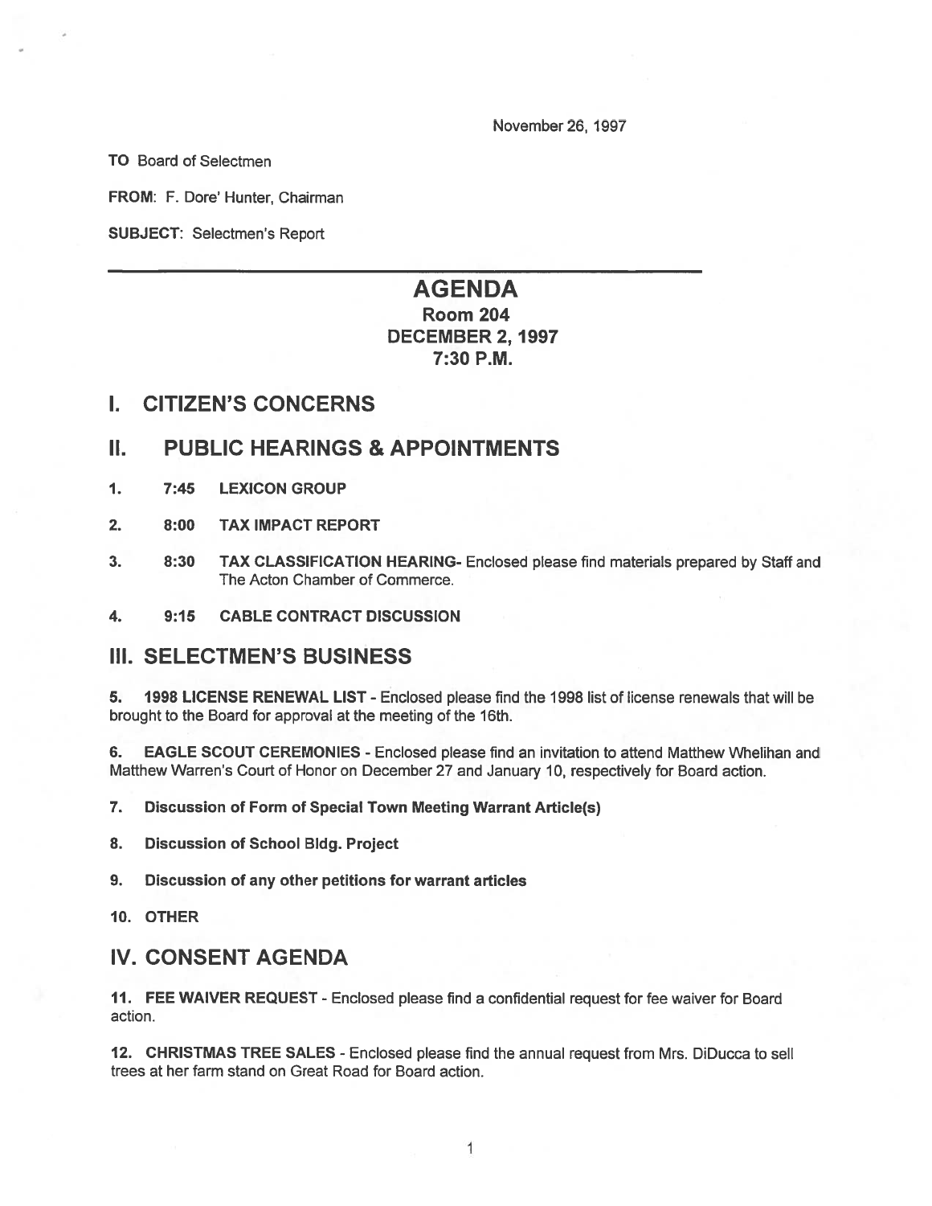November 26, 1997

**TO** Board of Selectmen

**FROM:** F. Dore' Hunter, Chairman

**SUBJECT:** Selectmen's Report

---

# AGENDA
## Room 204
## DECEMBER 2, 1997
## 7:30 P.M.

# I. CITIZEN'S CONCERNS

# II. PUBLIC HEARINGS & APPOINTMENTS

**1. 7:45 LEXICON GROUP**

**2. 8:00 TAX IMPACT REPORT**

**3. 8:30 TAX CLASSIFICATION HEARING-** Enclosed please find materials prepared by Staff and The Acton Chamber of Commerce.

**4. 9:15 CABLE CONTRACT DISCUSSION**

# III. SELECTMEN'S BUSINESS

**5. 1998 LICENSE RENEWAL LIST** - Enclosed please find the 1998 list of license renewals that will be brought to the Board for approval at the meeting of the 16th.

**6. EAGLE SCOUT CEREMONIES** - Enclosed please find an invitation to attend Matthew Whelihan and Matthew Warren's Court of Honor on December 27 and January 10, respectively for Board action.

**7. Discussion of Form of Special Town Meeting Warrant Article(s)**

**8. Discussion of School Bldg. Project**

**9. Discussion of any other petitions for warrant articles**

**10. OTHER**

# IV. CONSENT AGENDA

**11. FEE WAIVER REQUEST** - Enclosed please find a confidential request for fee waiver for Board action.

**12. CHRISTMAS TREE SALES** - Enclosed please find the annual request from Mrs. DiDucca to sell trees at her farm stand on Great Road for Board action.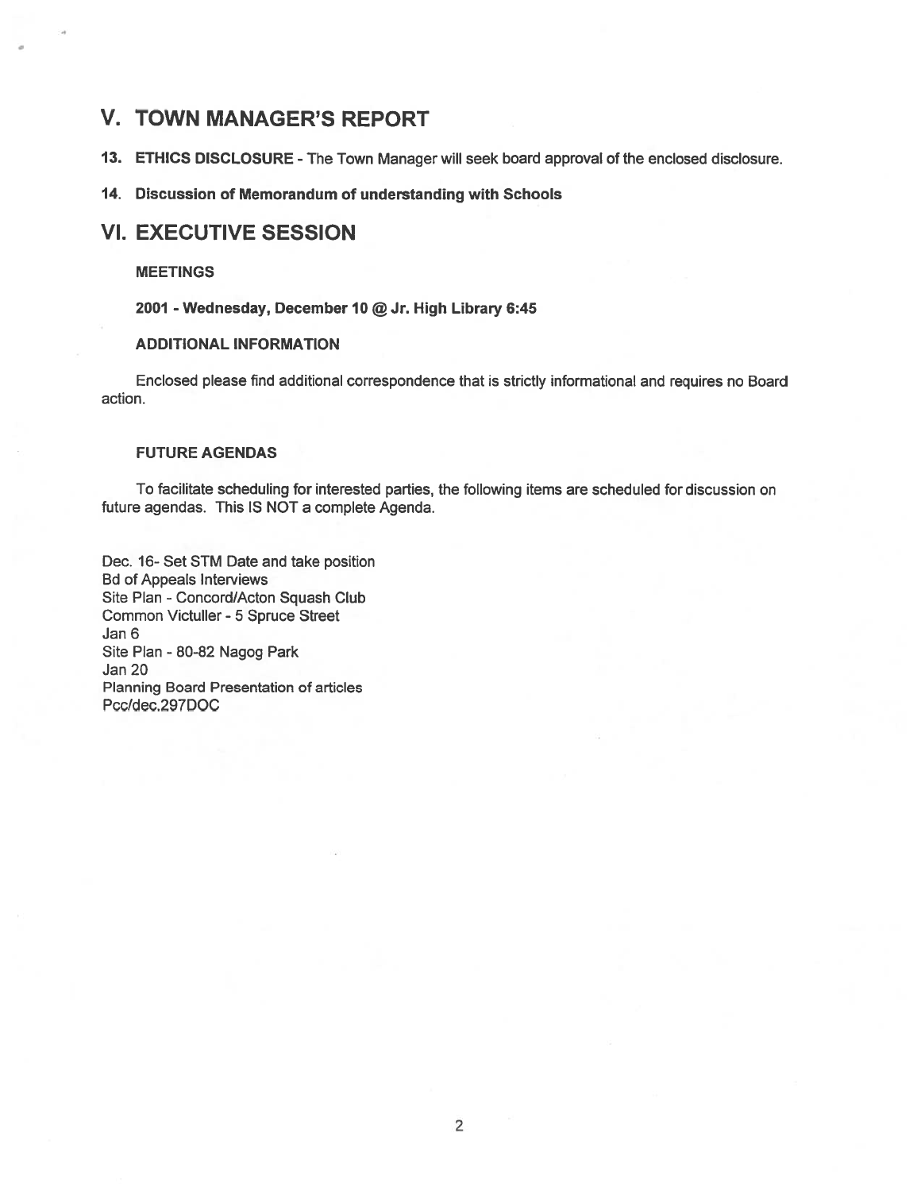## V. TOWN MANAGER'S REPORT

**13. ETHICS DISCLOSURE** - The Town Manager will seek board approval of the enclosed disclosure.

**14. Discussion of Memorandum of understanding with Schools**

## VI. EXECUTIVE SESSION

**MEETINGS**

**2001 - Wednesday, December 10 @ Jr. High Library 6:45**

**ADDITIONAL INFORMATION**

Enclosed please find additional correspondence that is strictly informational and requires no Board action.

**FUTURE AGENDAS**

To facilitate scheduling for interested parties, the following items are scheduled for discussion on future agendas. This IS NOT a complete Agenda.

Dec. 16- Set STM Date and take position
Bd of Appeals Interviews
Site Plan - Concord/Acton Squash Club
Common Victuller - 5 Spruce Street
Jan 6
Site Plan - 80-82 Nagog Park
Jan 20
Planning Board Presentation of articles
Pcc/dec.297DOC